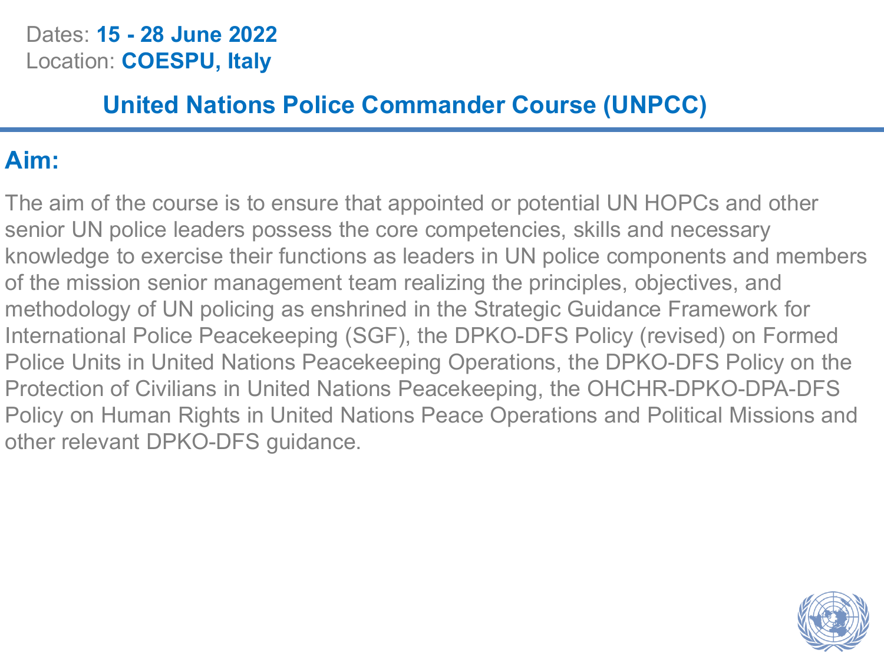Dates: **15 - 28 June 2022**
Location: **COESPU, Italy**

# United Nations Police Commander Course (UNPCC)

## Aim:

The aim of the course is to ensure that appointed or potential UN HOPCs and other senior UN police leaders possess the core competencies, skills and necessary knowledge to exercise their functions as leaders in UN police components and members of the mission senior management team realizing the principles, objectives, and methodology of UN policing as enshrined in the Strategic Guidance Framework for International Police Peacekeeping (SGF), the DPKO-DFS Policy (revised) on Formed Police Units in United Nations Peacekeeping Operations, the DPKO-DFS Policy on the Protection of Civilians in United Nations Peacekeeping, the OHCHR-DPKO-DPA-DFS Policy on Human Rights in United Nations Peace Operations and Political Missions and other relevant DPKO-DFS guidance.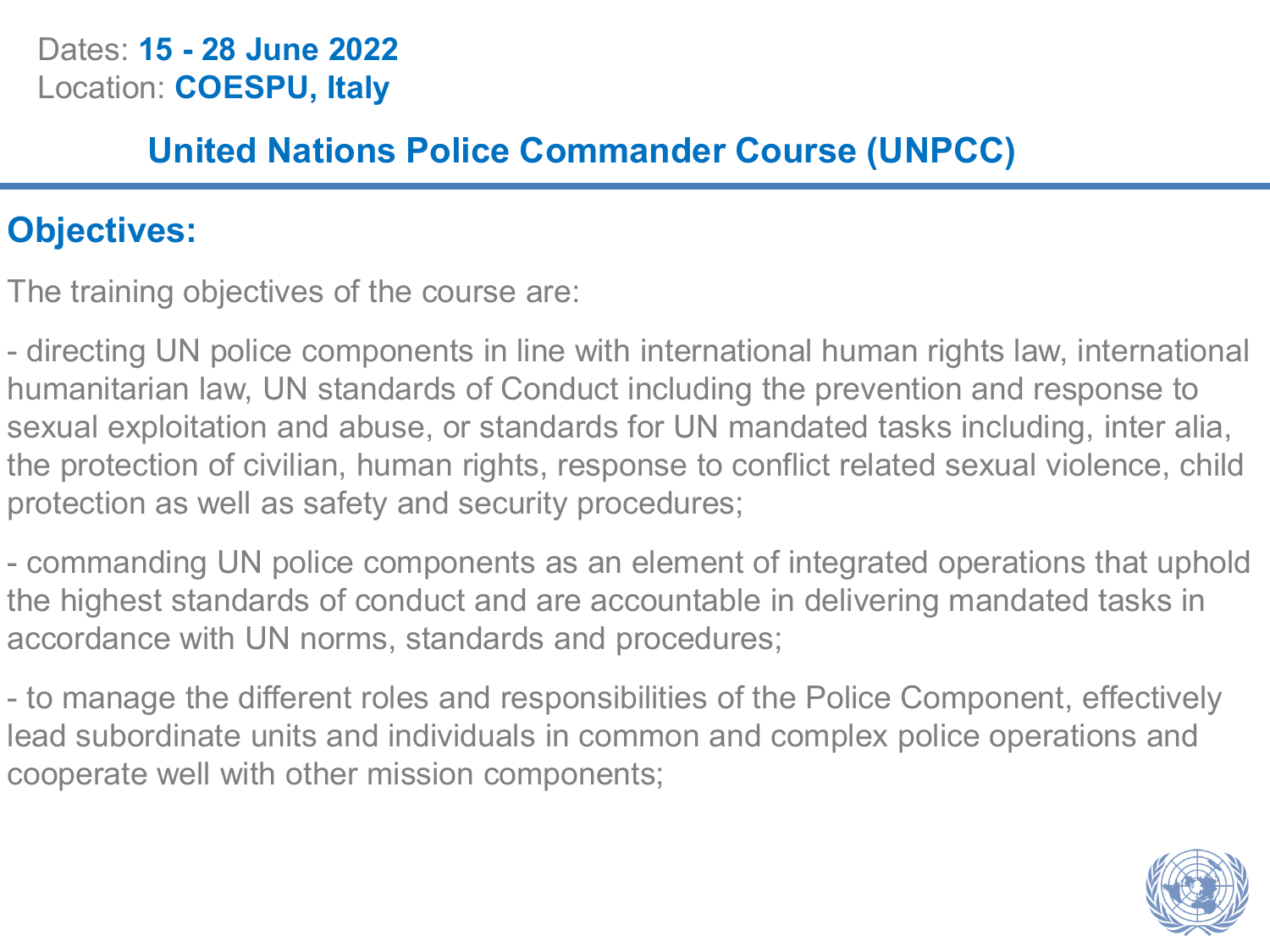Dates: **15 - 28 June 2022**
Location: **COESPU, Italy**

## United Nations Police Commander Course (UNPCC)

### Objectives:

The training objectives of the course are:

- directing UN police components in line with international human rights law, international humanitarian law, UN standards of Conduct including the prevention and response to sexual exploitation and abuse, or standards for UN mandated tasks including, inter alia, the protection of civilian, human rights, response to conflict related sexual violence, child protection as well as safety and security procedures;

- commanding UN police components as an element of integrated operations that uphold the highest standards of conduct and are accountable in delivering mandated tasks in accordance with UN norms, standards and procedures;

- to manage the different roles and responsibilities of the Police Component, effectively lead subordinate units and individuals in common and complex police operations and cooperate well with other mission components;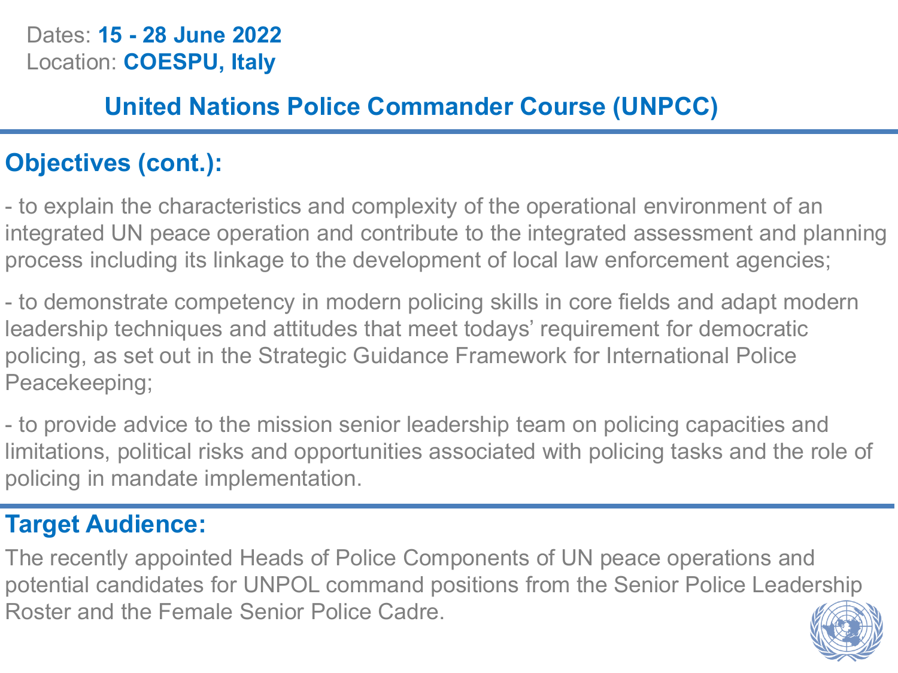Dates: **15 - 28 June 2022**
Location: **COESPU, Italy**

# United Nations Police Commander Course (UNPCC)

## Objectives (cont.):

- to explain the characteristics and complexity of the operational environment of an integrated UN peace operation and contribute to the integrated assessment and planning process including its linkage to the development of local law enforcement agencies;

- to demonstrate competency in modern policing skills in core fields and adapt modern leadership techniques and attitudes that meet todays' requirement for democratic policing, as set out in the Strategic Guidance Framework for International Police Peacekeeping;

- to provide advice to the mission senior leadership team on policing capacities and limitations, political risks and opportunities associated with policing tasks and the role of policing in mandate implementation.

## Target Audience:

The recently appointed Heads of Police Components of UN peace operations and potential candidates for UNPOL command positions from the Senior Police Leadership Roster and the Female Senior Police Cadre.